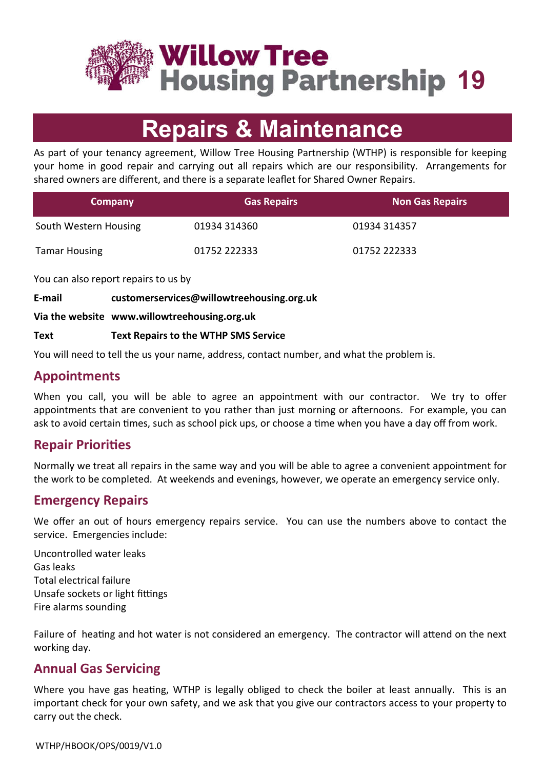# Willow Tree Housing Partnership 19

# Repairs & Maintenance

As part of your tenancy agreement, Willow Tree Housing Partnership (WTHP) is responsible for keeping your home in good repair and carrying out all repairs which are our responsibility. Arrangements for shared owners are different, and there is a separate leaflet for Shared Owner Repairs.

| Company | Gas Repairs | Non Gas Repairs |
|---|---|---|
| South Western Housing | 01934 314360 | 01934 314357 |
| Tamar Housing | 01752 222333 | 01752 222333 |

You can also report repairs to us by

**E-mail** **customerservices@willowtreehousing.org.uk**

**Via the website** **www.willowtreehousing.org.uk**

**Text** **Text Repairs to the WTHP SMS Service**

You will need to tell the us your name, address, contact number, and what the problem is.

## Appointments

When you call, you will be able to agree an appointment with our contractor. We try to offer appointments that are convenient to you rather than just morning or afternoons. For example, you can ask to avoid certain times, such as school pick ups, or choose a time when you have a day off from work.

## Repair Priorities

Normally we treat all repairs in the same way and you will be able to agree a convenient appointment for the work to be completed. At weekends and evenings, however, we operate an emergency service only.

## Emergency Repairs

We offer an out of hours emergency repairs service. You can use the numbers above to contact the service. Emergencies include:

Uncontrolled water leaks
Gas leaks
Total electrical failure
Unsafe sockets or light fittings
Fire alarms sounding

Failure of heating and hot water is not considered an emergency. The contractor will attend on the next working day.

## Annual Gas Servicing

Where you have gas heating, WTHP is legally obliged to check the boiler at least annually. This is an important check for your own safety, and we ask that you give our contractors access to your property to carry out the check.

WTHP/HBOOK/OPS/0019/V1.0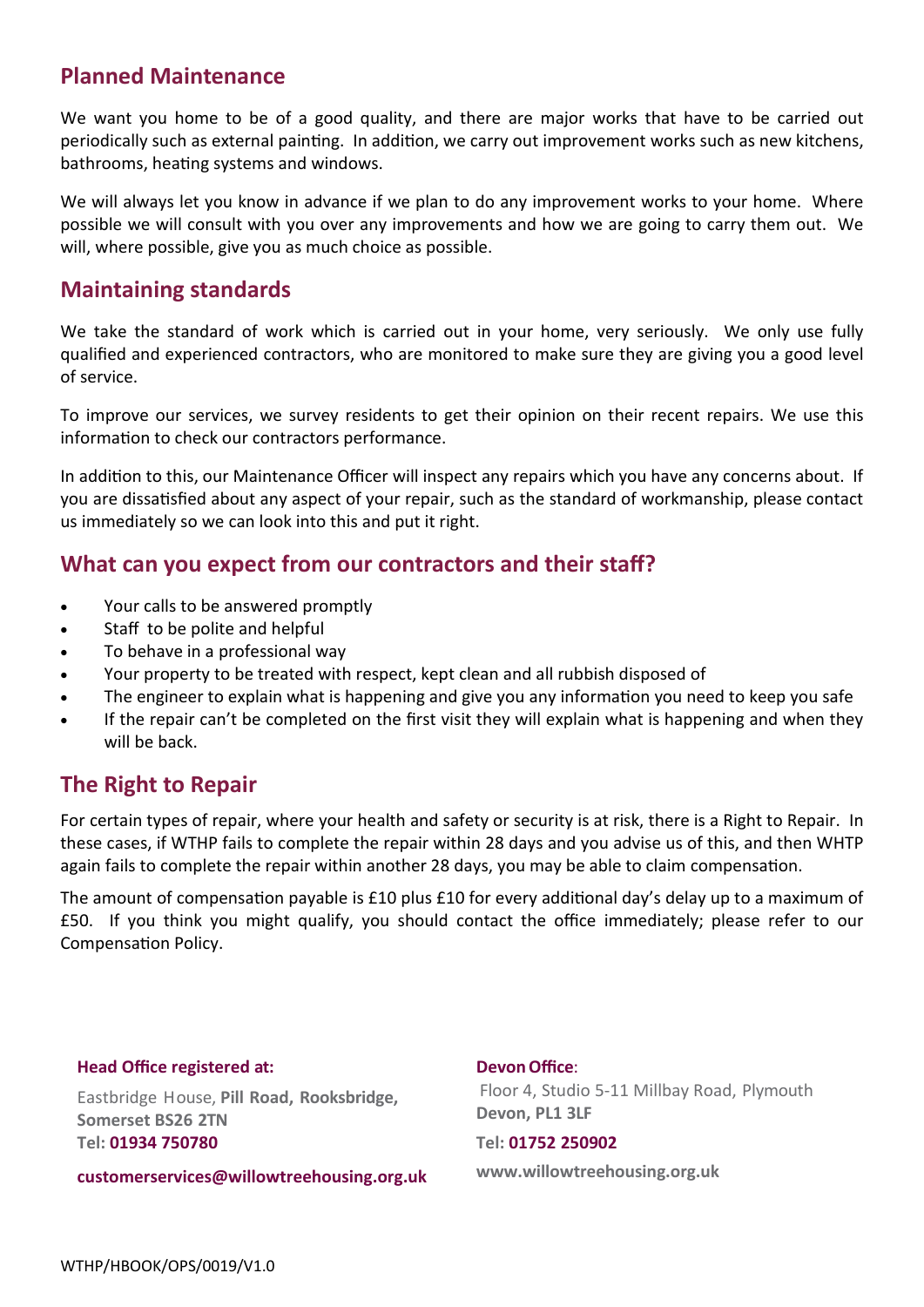## Planned Maintenance

We want you home to be of a good quality, and there are major works that have to be carried out periodically such as external painting. In addition, we carry out improvement works such as new kitchens, bathrooms, heating systems and windows.

We will always let you know in advance if we plan to do any improvement works to your home. Where possible we will consult with you over any improvements and how we are going to carry them out. We will, where possible, give you as much choice as possible.

## Maintaining standards

We take the standard of work which is carried out in your home, very seriously. We only use fully qualified and experienced contractors, who are monitored to make sure they are giving you a good level of service.

To improve our services, we survey residents to get their opinion on their recent repairs. We use this information to check our contractors performance.

In addition to this, our Maintenance Officer will inspect any repairs which you have any concerns about. If you are dissatisfied about any aspect of your repair, such as the standard of workmanship, please contact us immediately so we can look into this and put it right.

## What can you expect from our contractors and their staff?

- Your calls to be answered promptly
- Staff to be polite and helpful
- To behave in a professional way
- Your property to be treated with respect, kept clean and all rubbish disposed of
- The engineer to explain what is happening and give you any information you need to keep you safe
- If the repair can't be completed on the first visit they will explain what is happening and when they will be back.

## The Right to Repair

For certain types of repair, where your health and safety or security is at risk, there is a Right to Repair. In these cases, if WTHP fails to complete the repair within 28 days and you advise us of this, and then WHTP again fails to complete the repair within another 28 days, you may be able to claim compensation.

The amount of compensation payable is £10 plus £10 for every additional day's delay up to a maximum of £50. If you think you might qualify, you should contact the office immediately; please refer to our Compensation Policy.

**Head Office registered at:**

Eastbridge House, **Pill Road, Rooksbridge, Somerset BS26 2TN**
**Tel: 01934 750780**

**customerservices@willowtreehousing.org.uk**

**Devon Office**:

Floor 4, Studio 5-11 Millbay Road, Plymouth **Devon, PL1 3LF**

**Tel: 01752 250902**

**www.willowtreehousing.org.uk**

WTHP/HBOOK/OPS/0019/V1.0